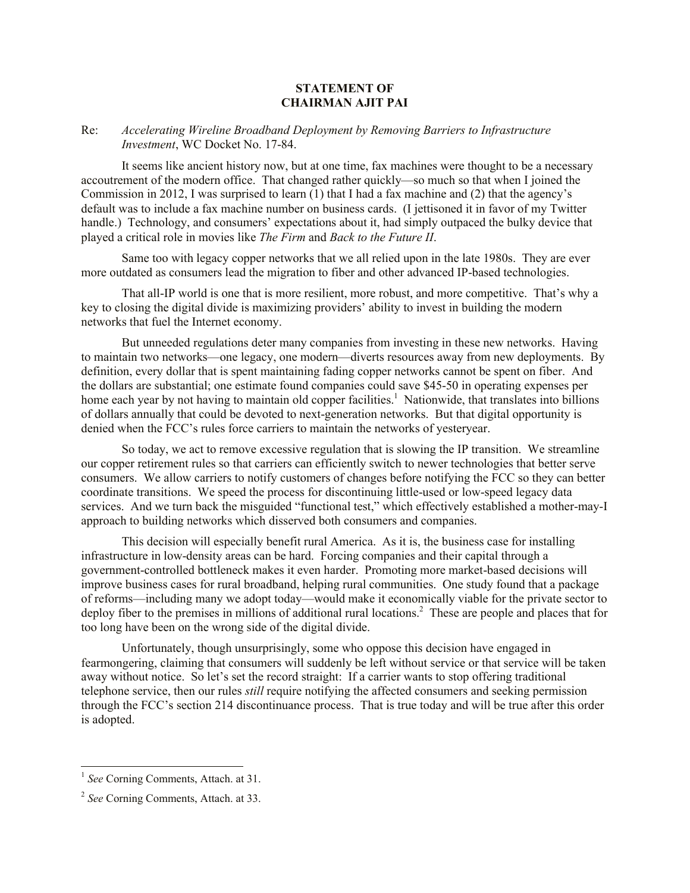**STATEMENT OF**
**CHAIRMAN AJIT PAI**

Re: *Accelerating Wireline Broadband Deployment by Removing Barriers to Infrastructure Investment*, WC Docket No. 17-84.

It seems like ancient history now, but at one time, fax machines were thought to be a necessary accoutrement of the modern office. That changed rather quickly—so much so that when I joined the Commission in 2012, I was surprised to learn (1) that I had a fax machine and (2) that the agency's default was to include a fax machine number on business cards. (I jettisoned it in favor of my Twitter handle.) Technology, and consumers' expectations about it, had simply outpaced the bulky device that played a critical role in movies like *The Firm* and *Back to the Future II*.

Same too with legacy copper networks that we all relied upon in the late 1980s. They are ever more outdated as consumers lead the migration to fiber and other advanced IP-based technologies.

That all-IP world is one that is more resilient, more robust, and more competitive. That's why a key to closing the digital divide is maximizing providers' ability to invest in building the modern networks that fuel the Internet economy.

But unneeded regulations deter many companies from investing in these new networks. Having to maintain two networks—one legacy, one modern—diverts resources away from new deployments. By definition, every dollar that is spent maintaining fading copper networks cannot be spent on fiber. And the dollars are substantial; one estimate found companies could save $45-50 in operating expenses per home each year by not having to maintain old copper facilities.[1] Nationwide, that translates into billions of dollars annually that could be devoted to next-generation networks. But that digital opportunity is denied when the FCC's rules force carriers to maintain the networks of yesteryear.

So today, we act to remove excessive regulation that is slowing the IP transition. We streamline our copper retirement rules so that carriers can efficiently switch to newer technologies that better serve consumers. We allow carriers to notify customers of changes before notifying the FCC so they can better coordinate transitions. We speed the process for discontinuing little-used or low-speed legacy data services. And we turn back the misguided "functional test," which effectively established a mother-may-I approach to building networks which disserved both consumers and companies.

This decision will especially benefit rural America. As it is, the business case for installing infrastructure in low-density areas can be hard. Forcing companies and their capital through a government-controlled bottleneck makes it even harder. Promoting more market-based decisions will improve business cases for rural broadband, helping rural communities. One study found that a package of reforms—including many we adopt today—would make it economically viable for the private sector to deploy fiber to the premises in millions of additional rural locations.[2] These are people and places that for too long have been on the wrong side of the digital divide.

Unfortunately, though unsurprisingly, some who oppose this decision have engaged in fearmongering, claiming that consumers will suddenly be left without service or that service will be taken away without notice. So let's set the record straight: If a carrier wants to stop offering traditional telephone service, then our rules *still* require notifying the affected consumers and seeking permission through the FCC's section 214 discontinuance process. That is true today and will be true after this order is adopted.

---

[1] *See* Corning Comments, Attach. at 31.

[2] *See* Corning Comments, Attach. at 33.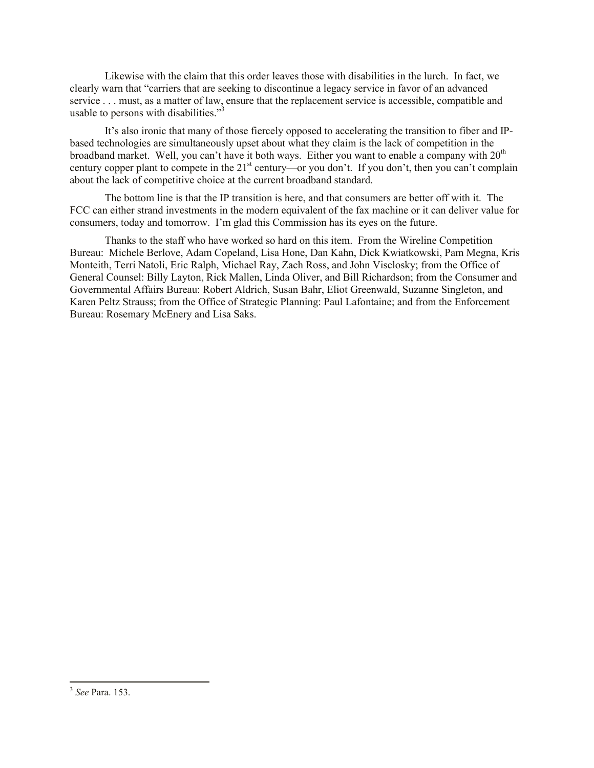Likewise with the claim that this order leaves those with disabilities in the lurch. In fact, we clearly warn that "carriers that are seeking to discontinue a legacy service in favor of an advanced service . . . must, as a matter of law, ensure that the replacement service is accessible, compatible and usable to persons with disabilities."[3]

It's also ironic that many of those fiercely opposed to accelerating the transition to fiber and IP-based technologies are simultaneously upset about what they claim is the lack of competition in the broadband market. Well, you can't have it both ways. Either you want to enable a company with 20th century copper plant to compete in the 21st century—or you don't. If you don't, then you can't complain about the lack of competitive choice at the current broadband standard.

The bottom line is that the IP transition is here, and that consumers are better off with it. The FCC can either strand investments in the modern equivalent of the fax machine or it can deliver value for consumers, today and tomorrow. I'm glad this Commission has its eyes on the future.

Thanks to the staff who have worked so hard on this item. From the Wireline Competition Bureau: Michele Berlove, Adam Copeland, Lisa Hone, Dan Kahn, Dick Kwiatkowski, Pam Megna, Kris Monteith, Terri Natoli, Eric Ralph, Michael Ray, Zach Ross, and John Visclosky; from the Office of General Counsel: Billy Layton, Rick Mallen, Linda Oliver, and Bill Richardson; from the Consumer and Governmental Affairs Bureau: Robert Aldrich, Susan Bahr, Eliot Greenwald, Suzanne Singleton, and Karen Peltz Strauss; from the Office of Strategic Planning: Paul Lafontaine; and from the Enforcement Bureau: Rosemary McEnery and Lisa Saks.

---

[3] *See* Para. 153.